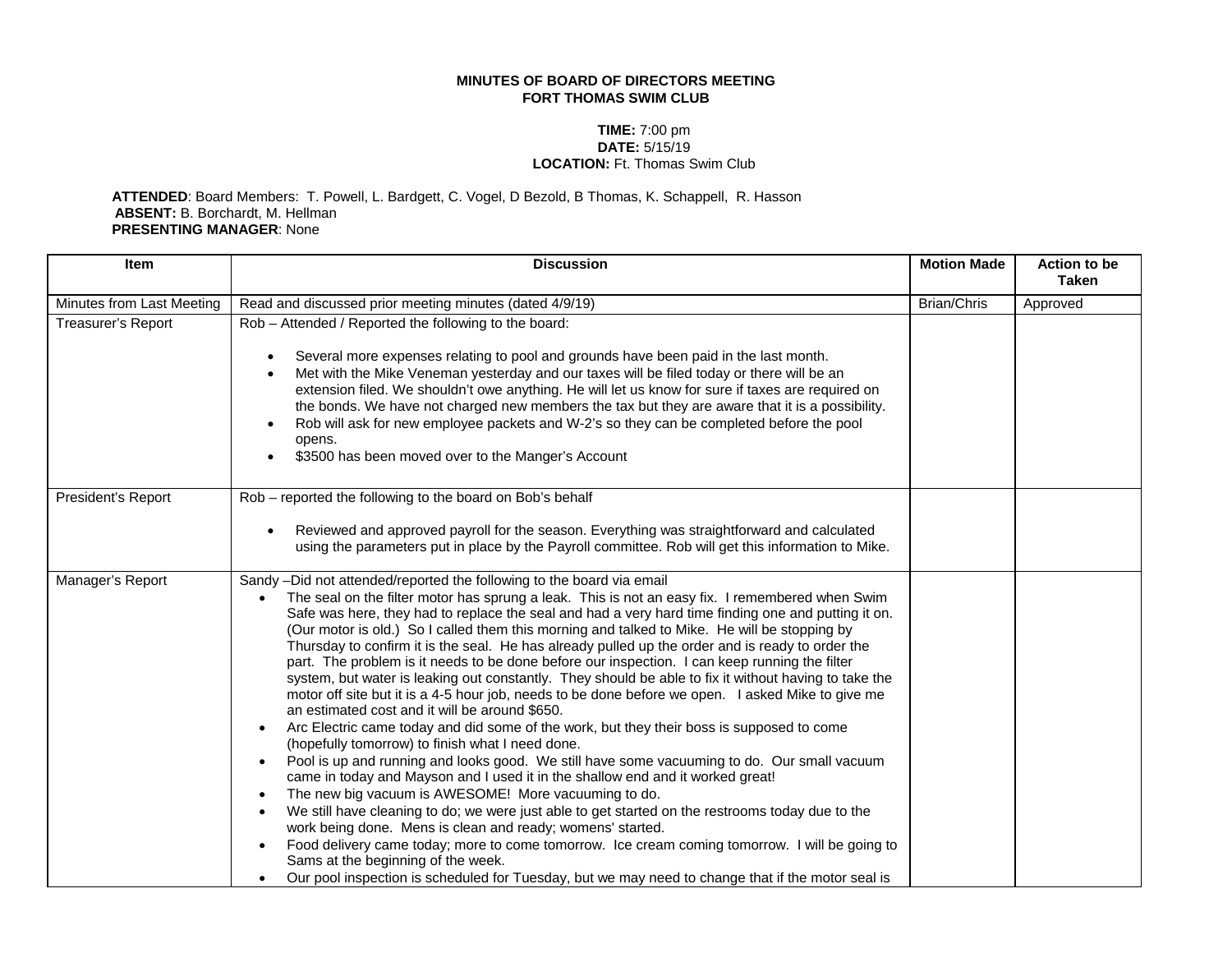**MINUTES OF BOARD OF DIRECTORS MEETING**
**FORT THOMAS SWIM CLUB**

**TIME:** 7:00 pm
**DATE:** 5/15/19
**LOCATION:** Ft. Thomas Swim Club

**ATTENDED**: Board Members: T. Powell, L. Bardgett, C. Vogel, D Bezold, B Thomas, K. Schappell, R. Hasson
**ABSENT:** B. Borchardt, M. Hellman
**PRESENTING MANAGER**: None

| Item | Discussion | Motion Made | Action to be Taken |
|---|---|---|---|
| Minutes from Last Meeting | Read and discussed prior meeting minutes (dated 4/9/19) | Brian/Chris | Approved |
| Treasurer's Report | Rob – Attended / Reported the following to the board:<br><br>• Several more expenses relating to pool and grounds have been paid in the last month.<br>• Met with the Mike Veneman yesterday and our taxes will be filed today or there will be an extension filed. We shouldn't owe anything. He will let us know for sure if taxes are required on the bonds. We have not charged new members the tax but they are aware that it is a possibility.<br>• Rob will ask for new employee packets and W-2's so they can be completed before the pool opens.<br>• $3500 has been moved over to the Manger's Account | | |
| President's Report | Rob – reported the following to the board on Bob's behalf<br><br>• Reviewed and approved payroll for the season. Everything was straightforward and calculated using the parameters put in place by the Payroll committee. Rob will get this information to Mike. | | |
| Manager's Report | Sandy –Did not attended/reported the following to the board via email<br>• The seal on the filter motor has sprung a leak. This is not an easy fix. I remembered when Swim Safe was here, they had to replace the seal and had a very hard time finding one and putting it on. (Our motor is old.) So I called them this morning and talked to Mike. He will be stopping by Thursday to confirm it is the seal. He has already pulled up the order and is ready to order the part. The problem is it needs to be done before our inspection. I can keep running the filter system, but water is leaking out constantly. They should be able to fix it without having to take the motor off site but it is a 4-5 hour job, needs to be done before we open. I asked Mike to give me an estimated cost and it will be around $650.<br>• Arc Electric came today and did some of the work, but they their boss is supposed to come (hopefully tomorrow) to finish what I need done.<br>• Pool is up and running and looks good. We still have some vacuuming to do. Our small vacuum came in today and Mayson and I used it in the shallow end and it worked great!<br>• The new big vacuum is AWESOME! More vacuuming to do.<br>• We still have cleaning to do; we were just able to get started on the restrooms today due to the work being done. Mens is clean and ready; womens' started.<br>• Food delivery came today; more to come tomorrow. Ice cream coming tomorrow. I will be going to Sams at the beginning of the week.<br>• Our pool inspection is scheduled for Tuesday, but we may need to change that if the motor seal is | | |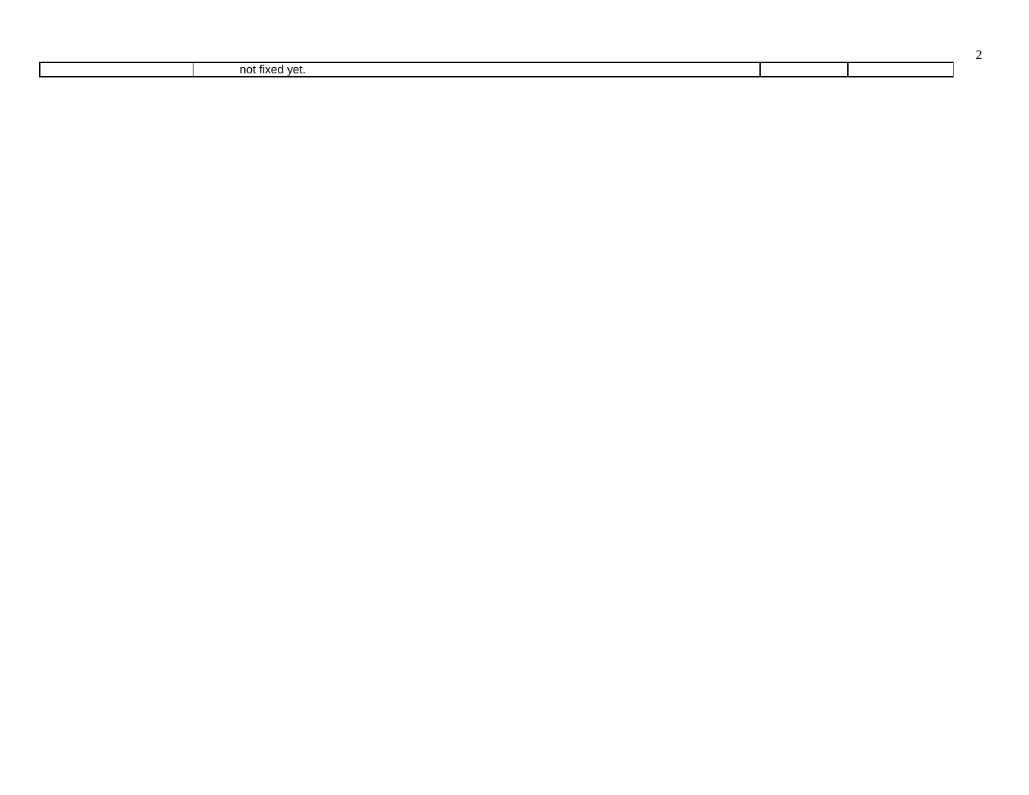| | | | |
|---|---|---|---|
| | not fixed yet. | | |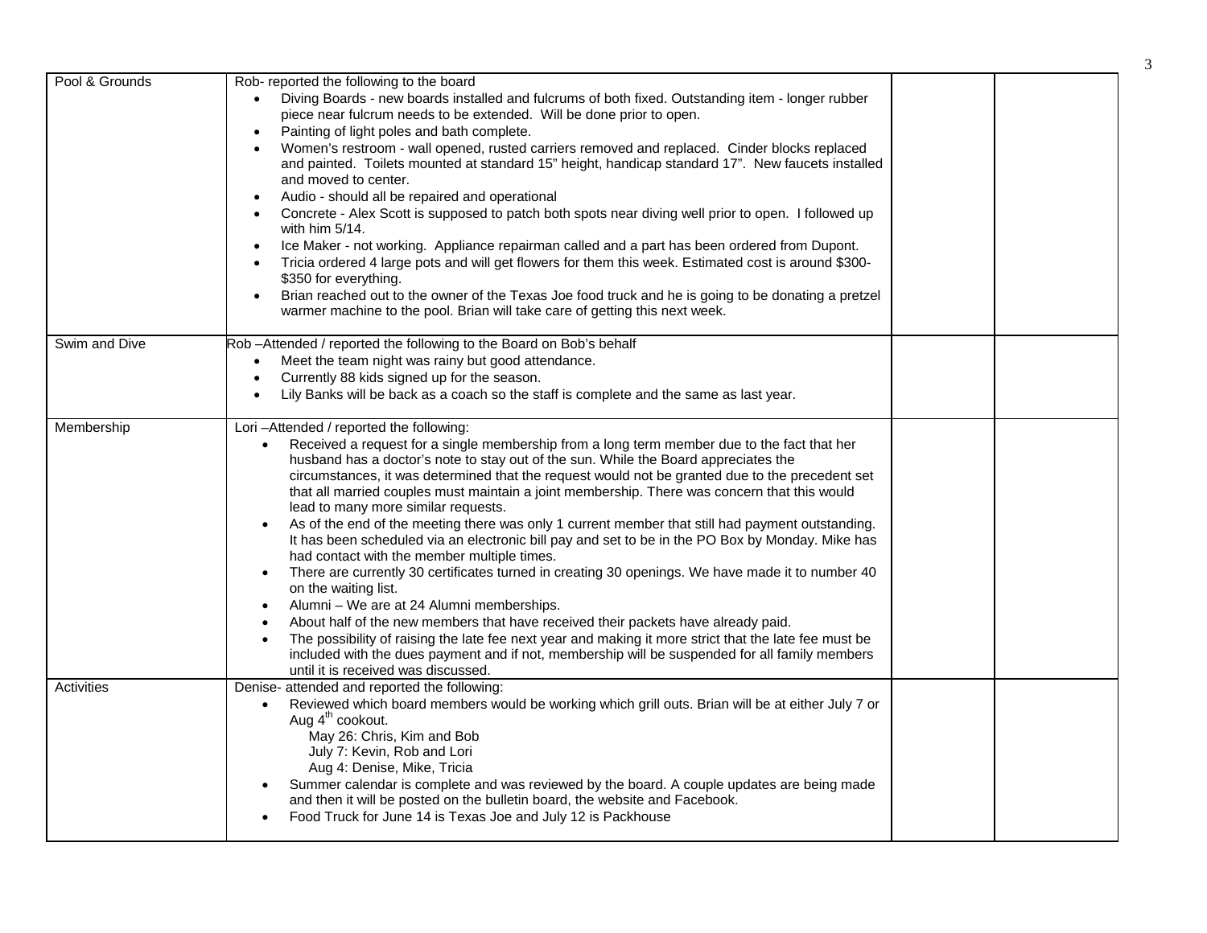| Pool & Grounds | Rob- reported the following to the board<br>• Diving Boards - new boards installed and fulcrums of both fixed. Outstanding item - longer rubber piece near fulcrum needs to be extended. Will be done prior to open.<br>• Painting of light poles and bath complete.<br>• Women's restroom - wall opened, rusted carriers removed and replaced. Cinder blocks replaced and painted. Toilets mounted at standard 15" height, handicap standard 17". New faucets installed and moved to center.<br>• Audio - should all be repaired and operational<br>• Concrete - Alex Scott is supposed to patch both spots near diving well prior to open. I followed up with him 5/14.<br>• Ice Maker - not working. Appliance repairman called and a part has been ordered from Dupont.<br>• Tricia ordered 4 large pots and will get flowers for them this week. Estimated cost is around $300-$350 for everything.<br>• Brian reached out to the owner of the Texas Joe food truck and he is going to be donating a pretzel warmer machine to the pool. Brian will take care of getting this next week. | | |
|---|---|---|---|
| Swim and Dive | Rob –Attended / reported the following to the Board on Bob's behalf<br>• Meet the team night was rainy but good attendance.<br>• Currently 88 kids signed up for the season.<br>• Lily Banks will be back as a coach so the staff is complete and the same as last year. | | |
| Membership | Lori –Attended / reported the following:<br>• Received a request for a single membership from a long term member due to the fact that her husband has a doctor's note to stay out of the sun. While the Board appreciates the circumstances, it was determined that the request would not be granted due to the precedent set that all married couples must maintain a joint membership. There was concern that this would lead to many more similar requests.<br>• As of the end of the meeting there was only 1 current member that still had payment outstanding. It has been scheduled via an electronic bill pay and set to be in the PO Box by Monday. Mike has had contact with the member multiple times.<br>• There are currently 30 certificates turned in creating 30 openings. We have made it to number 40 on the waiting list.<br>• Alumni – We are at 24 Alumni memberships.<br>• About half of the new members that have received their packets have already paid.<br>• The possibility of raising the late fee next year and making it more strict that the late fee must be included with the dues payment and if not, membership will be suspended for all family members until it is received was discussed. | | |
| Activities | Denise- attended and reported the following:<br>• Reviewed which board members would be working which grill outs. Brian will be at either July 7 or Aug 4th cookout.<br>May 26: Chris, Kim and Bob<br>July 7: Kevin, Rob and Lori<br>Aug 4: Denise, Mike, Tricia<br>• Summer calendar is complete and was reviewed by the board. A couple updates are being made and then it will be posted on the bulletin board, the website and Facebook.<br>• Food Truck for June 14 is Texas Joe and July 12 is Packhouse | | |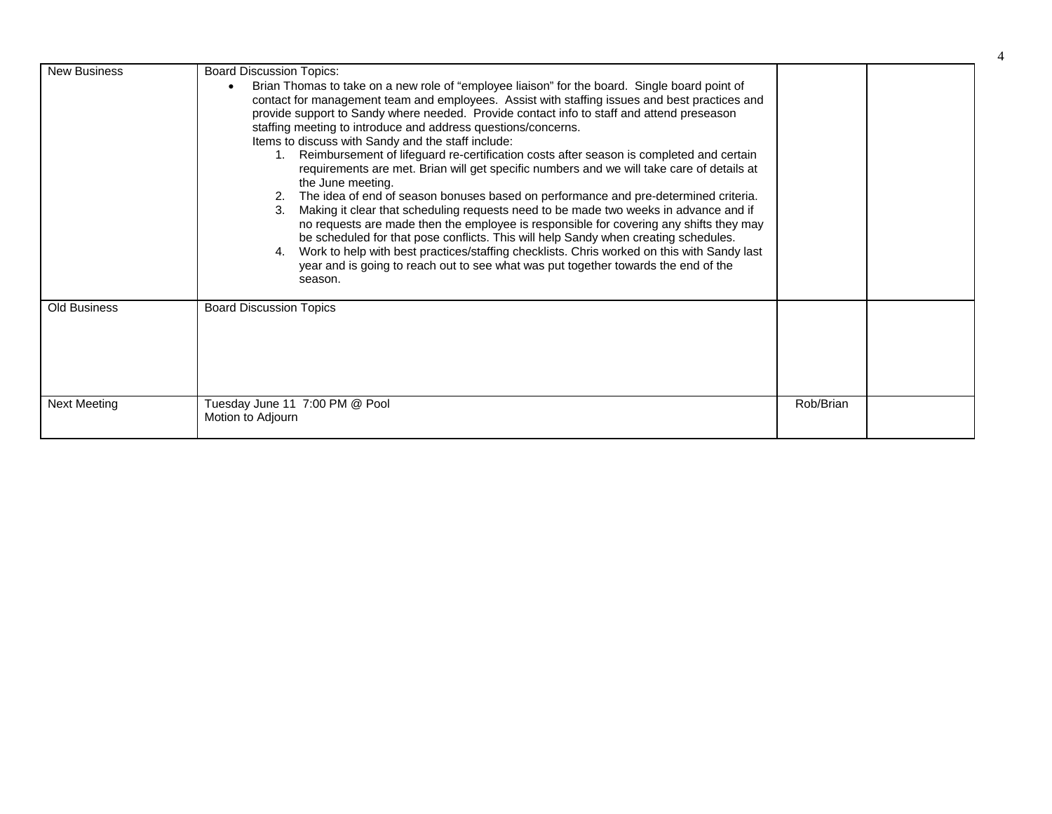| | | | |
|---|---|---|---|
| New Business | Board Discussion Topics:<br>• Brian Thomas to take on a new role of "employee liaison" for the board. Single board point of contact for management team and employees. Assist with staffing issues and best practices and provide support to Sandy where needed. Provide contact info to staff and attend preseason staffing meeting to introduce and address questions/concerns.<br>Items to discuss with Sandy and the staff include:<br>1. Reimbursement of lifeguard re-certification costs after season is completed and certain requirements are met. Brian will get specific numbers and we will take care of details at the June meeting.<br>2. The idea of end of season bonuses based on performance and pre-determined criteria.<br>3. Making it clear that scheduling requests need to be made two weeks in advance and if no requests are made then the employee is responsible for covering any shifts they may be scheduled for that pose conflicts. This will help Sandy when creating schedules.<br>4. Work to help with best practices/staffing checklists. Chris worked on this with Sandy last year and is going to reach out to see what was put together towards the end of the season. | | |
| Old Business | Board Discussion Topics | | |
| Next Meeting | Tuesday June 11 7:00 PM @ Pool<br>Motion to Adjourn | Rob/Brian | |